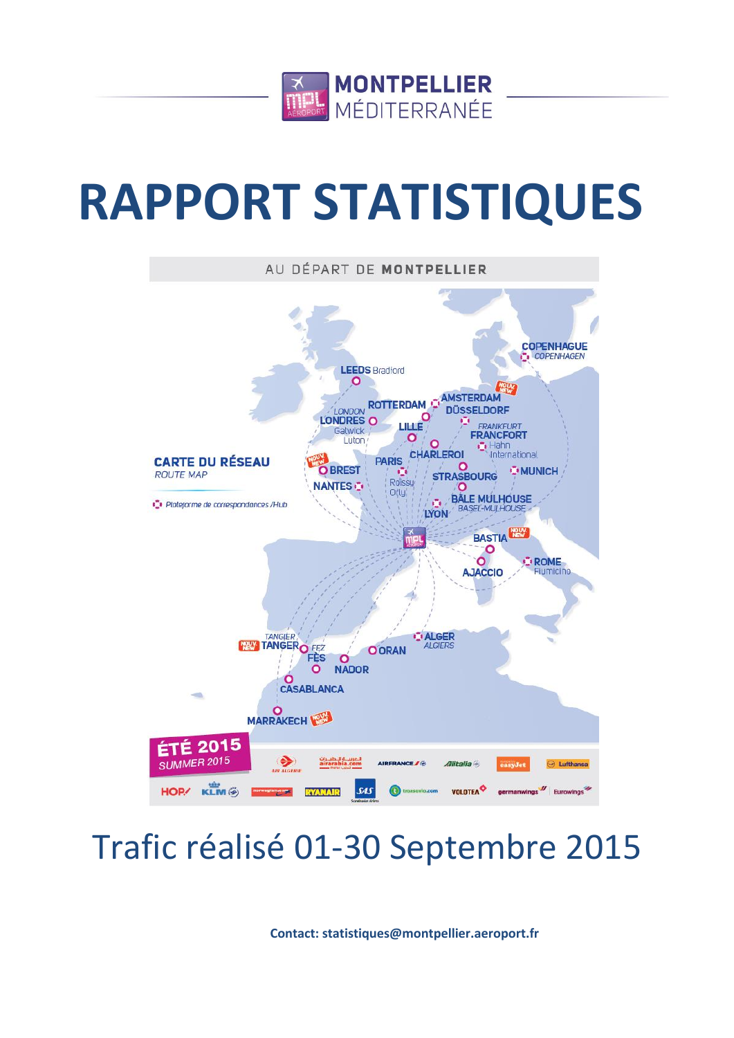MONTPELLIER MÉDITERRANÉE

# RAPPORT STATISTIQUES

AU DÉPART DE MONTPELLIER

CARTE DU RÉSEAU
ROUTE MAP

Plateforme de correspondances /Hub

LEEDS Bradford, LONDRES / LONDON Gatwick Luton, ROTTERDAM, AMSTERDAM, DÜSSELDORF, LILLE, FRANCFORT / FRANKFURT Hahn International, CHARLEROI, PARIS Roissy Orly, BREST, NANTES, STRASBOURG, MUNICH, BÂLE MULHOUSE / BASEL-MULHOUSE, LYON, COPENHAGUE / COPENHAGEN, BASTIA, AJACCIO, ROME Fiumicino, TANGER / TANGIER, FÈS / FEZ, NADOR, ORAN, ALGER / ALGIERS, CASABLANCA, MARRAKECH

ÉTÉ 2015
SUMMER 2015

## Trafic réalisé 01-30 Septembre 2015

**Contact: statistiques@montpellier.aeroport.fr**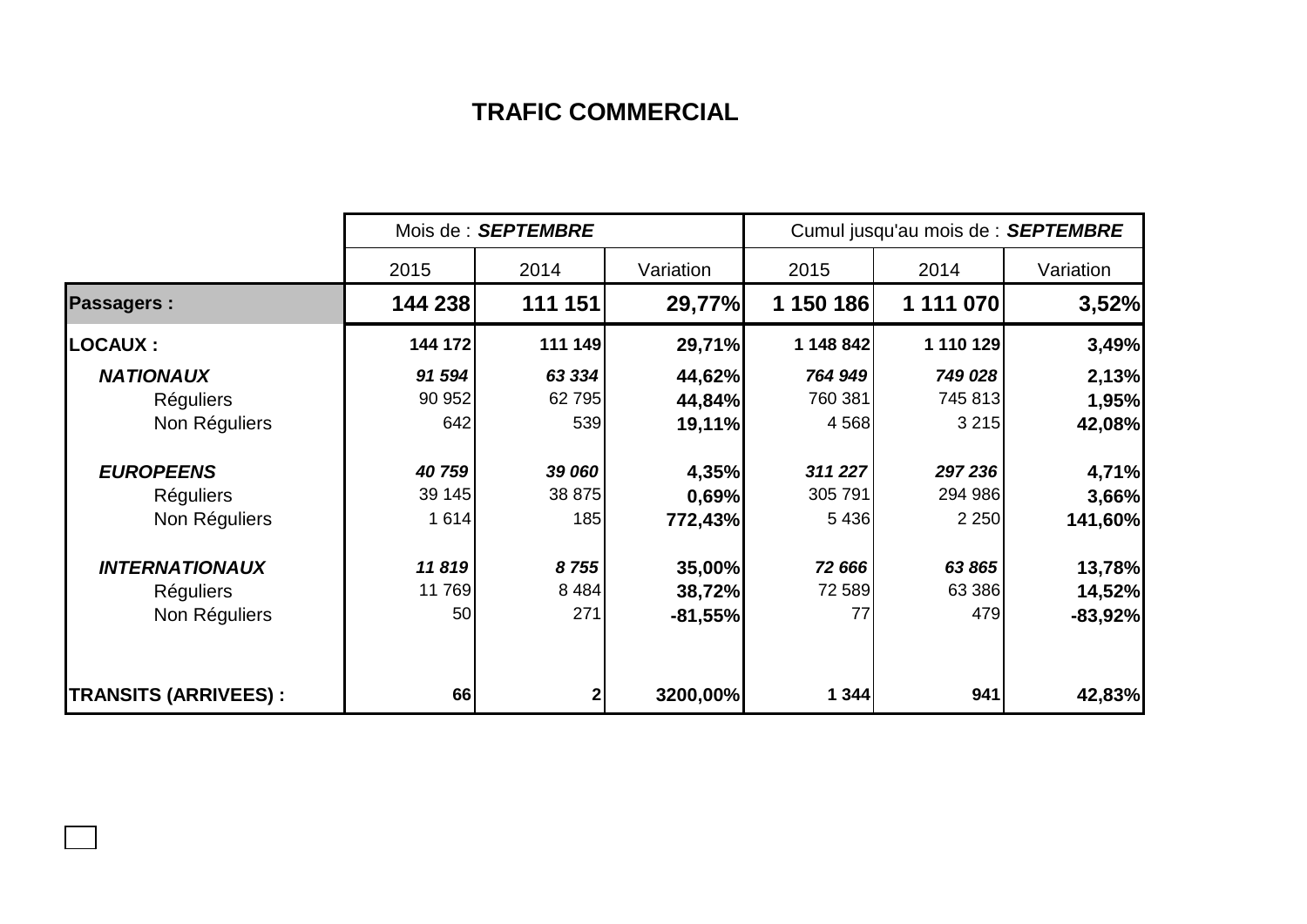# TRAFIC COMMERCIAL

| | Mois de : ***SEPTEMBRE*** | | | Cumul jusqu'au mois de : ***SEPTEMBRE*** | | |
|---|---|---|---|---|---|---|
| | 2015 | 2014 | Variation | 2015 | 2014 | Variation |
| **Passagers :** | **144 238** | **111 151** | **29,77%** | **1 150 186** | **1 111 070** | **3,52%** |
| **LOCAUX :** | **144 172** | **111 149** | **29,71%** | **1 148 842** | **1 110 129** | **3,49%** |
| ***NATIONAUX*** | ***91 594*** | ***63 334*** | **44,62%** | ***764 949*** | ***749 028*** | **2,13%** |
| Réguliers | 90 952 | 62 795 | **44,84%** | 760 381 | 745 813 | **1,95%** |
| Non Réguliers | 642 | 539 | **19,11%** | 4 568 | 3 215 | **42,08%** |
| ***EUROPEENS*** | ***40 759*** | ***39 060*** | **4,35%** | ***311 227*** | ***297 236*** | **4,71%** |
| Réguliers | 39 145 | 38 875 | **0,69%** | 305 791 | 294 986 | **3,66%** |
| Non Réguliers | 1 614 | 185 | **772,43%** | 5 436 | 2 250 | **141,60%** |
| ***INTERNATIONAUX*** | ***11 819*** | ***8 755*** | **35,00%** | ***72 666*** | ***63 865*** | **13,78%** |
| Réguliers | 11 769 | 8 484 | **38,72%** | 72 589 | 63 386 | **14,52%** |
| Non Réguliers | 50 | 271 | **-81,55%** | 77 | 479 | **-83,92%** |
| **TRANSITS (ARRIVEES) :** | **66** | **2** | **3200,00%** | **1 344** | **941** | **42,83%** |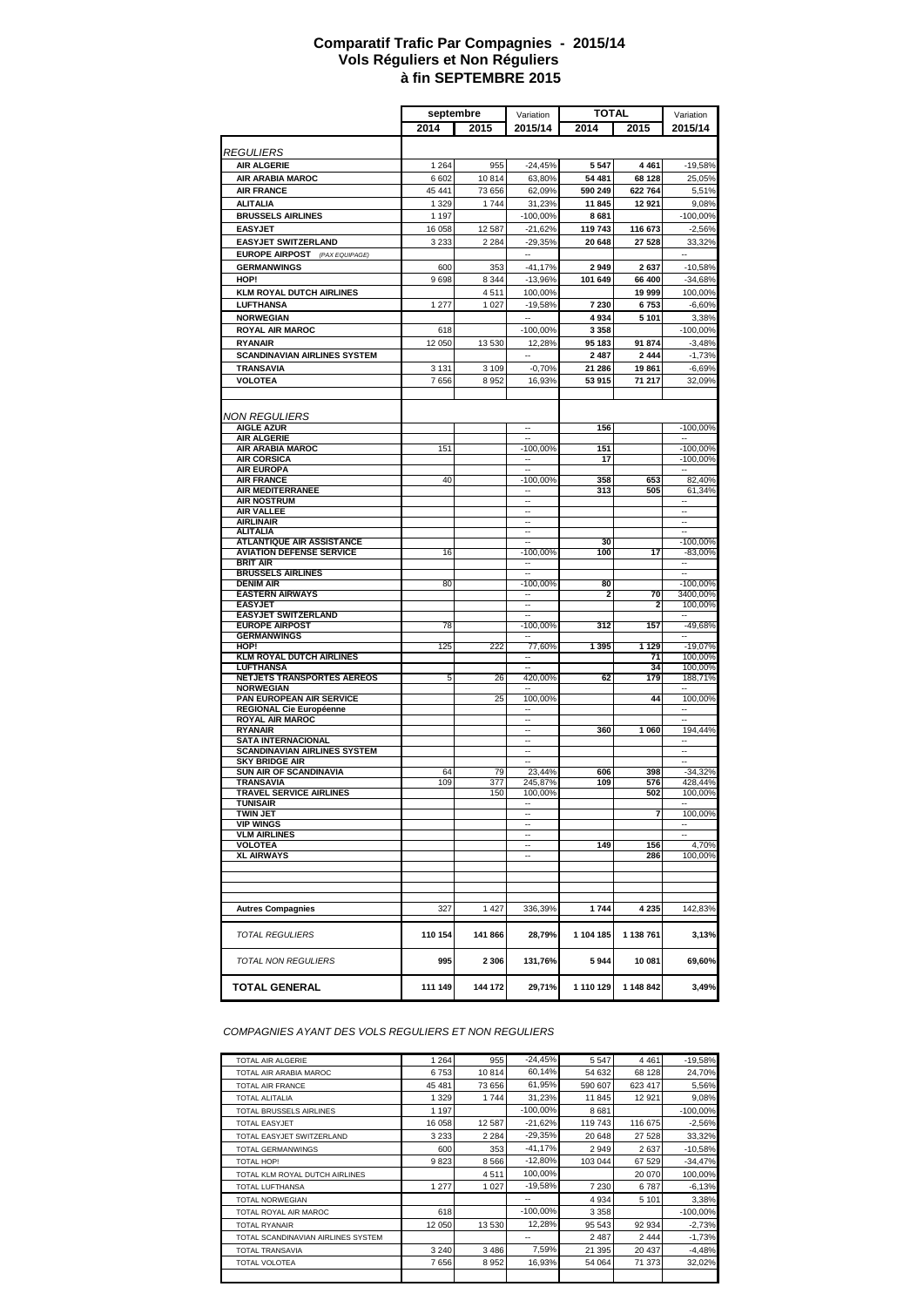# Comparatif Trafic Par Compagnies - 2015/14
## Vols Réguliers et Non Réguliers
## à fin SEPTEMBRE 2015

| | septembre | | Variation | TOTAL | | Variation |
|---|---|---|---|---|---|---|
| | 2014 | 2015 | 2015/14 | 2014 | 2015 | 2015/14 |
| *REGULIERS* | | | | | | |
| **AIR ALGERIE** | 1 264 | 955 | -24,45% | **5 547** | **4 461** | -19,58% |
| **AIR ARABIA MAROC** | 6 602 | 10 814 | 63,80% | **54 481** | **68 128** | 25,05% |
| **AIR FRANCE** | 45 441 | 73 656 | 62,09% | **590 249** | **622 764** | 5,51% |
| **ALITALIA** | 1 329 | 1 744 | 31,23% | **11 845** | **12 921** | 9,08% |
| **BRUSSELS AIRLINES** | 1 197 | | -100,00% | **8 681** | | -100,00% |
| **EASYJET** | 16 058 | 12 587 | -21,62% | **119 743** | **116 673** | -2,56% |
| **EASYJET SWITZERLAND** | 3 233 | 2 284 | -29,35% | **20 648** | **27 528** | 33,32% |
| **EUROPE AIRPOST** *(PAX EQUIPAGE)* | | | -- | | | -- |
| **GERMANWINGS** | 600 | 353 | -41,17% | **2 949** | **2 637** | -10,58% |
| **HOP!** | 9 698 | 8 344 | -13,96% | **101 649** | **66 400** | -34,68% |
| **KLM ROYAL DUTCH AIRLINES** | | 4 511 | 100,00% | | **19 999** | 100,00% |
| **LUFTHANSA** | 1 277 | 1 027 | -19,58% | **7 230** | **6 753** | -6,60% |
| **NORWEGIAN** | | | -- | **4 934** | **5 101** | 3,38% |
| **ROYAL AIR MAROC** | 618 | | -100,00% | **3 358** | | -100,00% |
| **RYANAIR** | 12 050 | 13 530 | 12,28% | **95 183** | **91 874** | -3,48% |
| **SCANDINAVIAN AIRLINES SYSTEM** | | | -- | **2 487** | **2 444** | -1,73% |
| **TRANSAVIA** | 3 131 | 3 109 | -0,70% | **21 286** | **19 861** | -6,69% |
| **VOLOTEA** | 7 656 | 8 952 | 16,93% | **53 915** | **71 217** | 32,09% |
| *NON REGULIERS* | | | | | | |
| **AIGLE AZUR** | | | -- | **156** | | -100,00% |
| **AIR ALGERIE** | | | -- | | | |
| **AIR ARABIA MAROC** | 151 | | -100,00% | **151** | | -100,00% |
| **AIR CORSICA** | | | -- | **17** | | -100,00% |
| **AIR EUROPA** | | | -- | | | -- |
| **AIR FRANCE** | 40 | | -100,00% | **358** | **653** | 82,40% |
| **AIR MEDITERRANEE** | | | -- | **313** | **505** | 61,34% |
| **AIR NOSTRUM** | | | -- | | | -- |
| **AIR VALLEE** | | | -- | | | -- |
| **AIRLINAIR** | | | -- | | | -- |
| **ALITALIA** | | | -- | | | -- |
| **ATLANTIQUE AIR ASSISTANCE** | | | -- | **30** | | -100,00% |
| **AVIATION DEFENSE SERVICE** | 16 | | -100,00% | **100** | **17** | -83,00% |
| **BRIT AIR** | | | -- | | | -- |
| **BRUSSELS AIRLINES** | | | -- | | | |
| **DENIM AIR** | 80 | | -100,00% | **80** | | -100,00% |
| **EASTERN AIRWAYS** | | | -- | **2** | **70** | 3400,00% |
| **EASYJET** | | | -- | | **2** | 100,00% |
| **EASYJET SWITZERLAND** | | | -- | | | -- |
| **EUROPE AIRPOST** | 78 | | -100,00% | **312** | **157** | -49,68% |
| **GERMANWINGS** | | | -- | | | -- |
| **HOP!** | 125 | 222 | 77,60% | **1 395** | **1 129** | -19,07% |
| **KLM ROYAL DUTCH AIRLINES** | | | -- | | **71** | 100,00% |
| **LUFTHANSA** | | | -- | | **34** | 100,00% |
| **NETJETS TRANSPORTES AEREOS** | 5 | 26 | 420,00% | **62** | **179** | 188,71% |
| **NORWEGIAN** | | | -- | | | -- |
| **PAN EUROPEAN AIR SERVICE** | | 25 | 100,00% | | **44** | 100,00% |
| **REGIONAL Cie Européenne** | | | -- | | | -- |
| **ROYAL AIR MAROC** | | | -- | | | -- |
| **RYANAIR** | | | -- | **360** | **1 060** | 194,44% |
| **SATA INTERNACIONAL** | | | -- | | | -- |
| **SCANDINAVIAN AIRLINES SYSTEM** | | | -- | | | -- |
| **SKY BRIDGE AIR** | | | -- | | | -- |
| **SUN AIR OF SCANDINAVIA** | 64 | 79 | 23,44% | **606** | **398** | -34,32% |
| **TRANSAVIA** | 109 | 377 | 245,87% | **109** | **576** | 428,44% |
| **TRAVEL SERVICE AIRLINES** | | 150 | 100,00% | | **502** | 100,00% |
| **TUNISAIR** | | | -- | | | -- |
| **TWIN JET** | | | -- | | **7** | 100,00% |
| **VIP WINGS** | | | -- | | | -- |
| **VLM AIRLINES** | | | -- | | | -- |
| **VOLOTEA** | | | -- | **149** | **156** | 4,70% |
| **XL AIRWAYS** | | | -- | | **286** | 100,00% |
| **Autres Compagnies** | 327 | 1 427 | 336,39% | **1 744** | **4 235** | 142,83% |
| *TOTAL REGULIERS* | **110 154** | **141 866** | **28,79%** | **1 104 185** | **1 138 761** | **3,13%** |
| *TOTAL NON REGULIERS* | **995** | **2 306** | **131,76%** | **5 944** | **10 081** | **69,60%** |
| **TOTAL GENERAL** | **111 149** | **144 172** | **29,71%** | **1 110 129** | **1 148 842** | **3,49%** |

*COMPAGNIES AYANT DES VOLS REGULIERS ET NON REGULIERS*

| | | | | | | |
|---|---|---|---|---|---|---|
| TOTAL AIR ALGERIE | 1 264 | 955 | -24,45% | 5 547 | 4 461 | -19,58% |
| TOTAL AIR ARABIA MAROC | 6 753 | 10 814 | 60,14% | 54 632 | 68 128 | 24,70% |
| TOTAL AIR FRANCE | 45 481 | 73 656 | 61,95% | 590 607 | 623 417 | 5,56% |
| TOTAL ALITALIA | 1 329 | 1 744 | 31,23% | 11 845 | 12 921 | 9,08% |
| TOTAL BRUSSELS AIRLINES | 1 197 | | -100,00% | 8 681 | | -100,00% |
| TOTAL EASYJET | 16 058 | 12 587 | -21,62% | 119 743 | 116 675 | -2,56% |
| TOTAL EASYJET SWITZERLAND | 3 233 | 2 284 | -29,35% | 20 648 | 27 528 | 33,32% |
| TOTAL GERMANWINGS | 600 | 353 | -41,17% | 2 949 | 2 637 | -10,58% |
| TOTAL HOP! | 9 823 | 8 566 | -12,80% | 103 044 | 67 529 | -34,47% |
| TOTAL KLM ROYAL DUTCH AIRLINES | | 4 511 | 100,00% | | 20 070 | 100,00% |
| TOTAL LUFTHANSA | 1 277 | 1 027 | -19,58% | 7 230 | 6 787 | -6,13% |
| TOTAL NORWEGIAN | | | -- | 4 934 | 5 101 | 3,38% |
| TOTAL ROYAL AIR MAROC | 618 | | -100,00% | 3 358 | | -100,00% |
| TOTAL RYANAIR | 12 050 | 13 530 | 12,28% | 95 543 | 92 934 | -2,73% |
| TOTAL SCANDINAVIAN AIRLINES SYSTEM | | | -- | 2 487 | 2 444 | -1,73% |
| TOTAL TRANSAVIA | 3 240 | 3 486 | 7,59% | 21 395 | 20 437 | -4,48% |
| TOTAL VOLOTEA | 7 656 | 8 952 | 16,93% | 54 064 | 71 373 | 32,02% |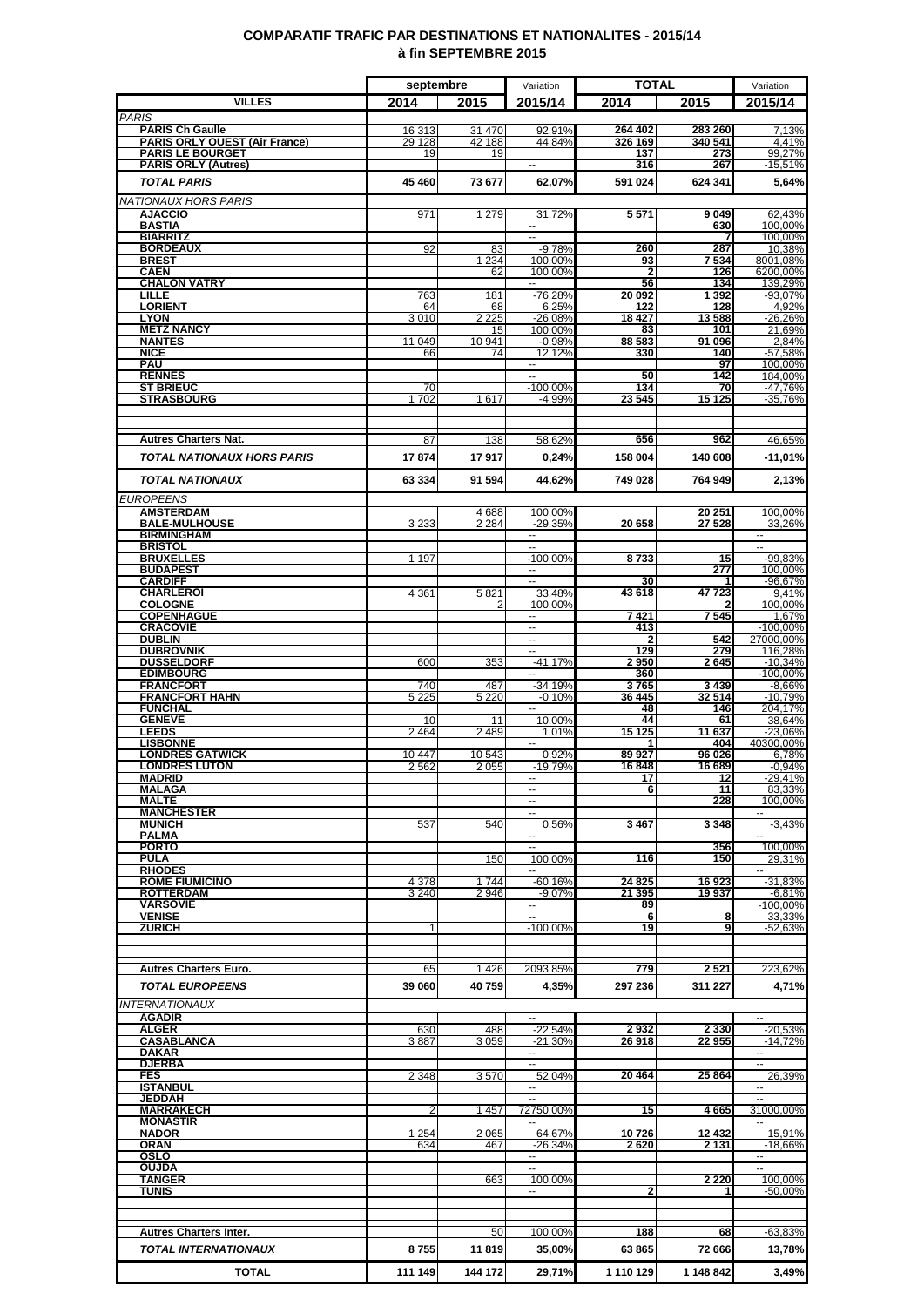# COMPARATIF TRAFIC PAR DESTINATIONS ET NATIONALITES - 2015/14
## à fin SEPTEMBRE 2015

| VILLES | septembre 2014 | septembre 2015 | Variation 2015/14 | TOTAL 2014 | TOTAL 2015 | Variation 2015/14 |
|---|---|---|---|---|---|---|
| *PARIS* | | | | | | |
| **PARIS Ch Gaulle** | 16 313 | 31 470 | 92,91% | 264 402 | 283 260 | 7,13% |
| **PARIS ORLY OUEST (Air France)** | 29 128 | 42 188 | 44,84% | 326 169 | 340 541 | 4,41% |
| **PARIS LE BOURGET** | 19 | 19 | | 137 | 273 | 99,27% |
| **PARIS ORLY (Autres)** | | | -- | 316 | 267 | -15,51% |
| ***TOTAL PARIS*** | **45 460** | **73 677** | **62,07%** | **591 024** | **624 341** | **5,64%** |
| *NATIONAUX HORS PARIS* | | | | | | |
| **AJACCIO** | 971 | 1 279 | 31,72% | 5 571 | 9 049 | 62,43% |
| **BASTIA** | | | -- | | 630 | 100,00% |
| **BIARRITZ** | | | -- | | 7 | 100,00% |
| **BORDEAUX** | 92 | 83 | -9,78% | 260 | 287 | 10,38% |
| **BREST** | | 1 234 | 100,00% | 93 | 7 534 | 8001,08% |
| **CAEN** | | 62 | 100,00% | 2 | 126 | 6200,00% |
| **CHALON VATRY** | | | -- | 56 | 134 | 139,29% |
| **LILLE** | 763 | 181 | -76,28% | 20 092 | 1 392 | -93,07% |
| **LORIENT** | 64 | 68 | 6,25% | 122 | 128 | 4,92% |
| **LYON** | 3 010 | 2 225 | -26,08% | 18 427 | 13 588 | -26,26% |
| **METZ NANCY** | | 15 | 100,00% | 83 | 101 | 21,69% |
| **NANTES** | 11 049 | 10 941 | -0,98% | 88 583 | 91 096 | 2,84% |
| **NICE** | 66 | 74 | 12,12% | 330 | 140 | -57,58% |
| **PAU** | | | -- | | 97 | 100,00% |
| **RENNES** | | | -- | 50 | 142 | 184,00% |
| **ST BRIEUC** | 70 | | -100,00% | 134 | 70 | -47,76% |
| **STRASBOURG** | 1 702 | 1 617 | -4,99% | 23 545 | 15 125 | -35,76% |
| | | | | | | |
| **Autres Charters Nat.** | 87 | 138 | 58,62% | 656 | 962 | 46,65% |
| ***TOTAL NATIONAUX HORS PARIS*** | **17 874** | **17 917** | **0,24%** | **158 004** | **140 608** | **-11,01%** |
| ***TOTAL NATIONAUX*** | **63 334** | **91 594** | **44,62%** | **749 028** | **764 949** | **2,13%** |
| *EUROPEENS* | | | | | | |
| **AMSTERDAM** | | 4 688 | 100,00% | | 20 251 | 100,00% |
| **BALE-MULHOUSE** | 3 233 | 2 284 | -29,35% | 20 658 | 27 528 | 33,26% |
| **BIRMINGHAM** | | | -- | | | -- |
| **BRISTOL** | | | -- | | | -- |
| **BRUXELLES** | 1 197 | | -100,00% | 8 733 | 15 | -99,83% |
| **BUDAPEST** | | | -- | | 277 | 100,00% |
| **CARDIFF** | | | -- | 30 | 1 | -96,67% |
| **CHARLEROI** | 4 361 | 5 821 | 33,48% | 43 618 | 47 723 | 9,41% |
| **COLOGNE** | | 2 | 100,00% | | 2 | 100,00% |
| **COPENHAGUE** | | | -- | 7 421 | 7 545 | 1,67% |
| **CRACOVIE** | | | -- | 413 | | -100,00% |
| **DUBLIN** | | | -- | 2 | 542 | 27000,00% |
| **DUBROVNIK** | | | -- | 129 | 279 | 116,28% |
| **DUSSELDORF** | 600 | 353 | -41,17% | 2 950 | 2 645 | -10,34% |
| **EDIMBOURG** | | | -- | 360 | | -100,00% |
| **FRANCFORT** | 740 | 487 | -34,19% | 3 765 | 3 439 | -8,66% |
| **FRANCFORT HAHN** | 5 225 | 5 220 | -0,10% | 36 445 | 32 514 | -10,79% |
| **FUNCHAL** | | | -- | 48 | 146 | 204,17% |
| **GENEVE** | 10 | 11 | 10,00% | 44 | 61 | 38,64% |
| **LEEDS** | 2 464 | 2 489 | 1,01% | 15 125 | 11 637 | -23,06% |
| **LISBONNE** | | | -- | 1 | 404 | 40300,00% |
| **LONDRES GATWICK** | 10 447 | 10 543 | 0,92% | 89 927 | 96 026 | 6,78% |
| **LONDRES LUTON** | 2 562 | 2 055 | -19,79% | 16 848 | 16 689 | -0,94% |
| **MADRID** | | | -- | 17 | 12 | -29,41% |
| **MALAGA** | | | -- | 6 | 11 | 83,33% |
| **MALTE** | | | -- | | 228 | 100,00% |
| **MANCHESTER** | | | -- | | | -- |
| **MUNICH** | 537 | 540 | 0,56% | 3 467 | 3 348 | -3,43% |
| **PALMA** | | | -- | | | -- |
| **PORTO** | | | -- | | 356 | 100,00% |
| **PULA** | | 150 | 100,00% | 116 | 150 | 29,31% |
| **RHODES** | | | -- | | | -- |
| **ROME FIUMICINO** | 4 378 | 1 744 | -60,16% | 24 825 | 16 923 | -31,83% |
| **ROTTERDAM** | 3 240 | 2 946 | -9,07% | 21 395 | 19 937 | -6,81% |
| **VARSOVIE** | | | -- | 89 | | -100,00% |
| **VENISE** | | | -- | 6 | 8 | 33,33% |
| **ZURICH** | 1 | | -100,00% | 19 | 9 | -52,63% |
| | | | | | | |
| **Autres Charters Euro.** | 65 | 1 426 | 2093,85% | 779 | 2 521 | 223,62% |
| ***TOTAL EUROPEENS*** | **39 060** | **40 759** | **4,35%** | **297 236** | **311 227** | **4,71%** |
| *INTERNATIONAUX* | | | | | | |
| **AGADIR** | | | -- | | | -- |
| **ALGER** | 630 | 488 | -22,54% | 2 932 | 2 330 | -20,53% |
| **CASABLANCA** | 3 887 | 3 059 | -21,30% | 26 918 | 22 955 | -14,72% |
| **DAKAR** | | | -- | | | -- |
| **DJERBA** | | | -- | | | -- |
| **FES** | 2 348 | 3 570 | 52,04% | 20 464 | 25 864 | 26,39% |
| **ISTANBUL** | | | -- | | | -- |
| **JEDDAH** | | | -- | | | -- |
| **MARRAKECH** | 2 | 1 457 | 72750,00% | 15 | 4 665 | 31000,00% |
| **MONASTIR** | | | -- | | | -- |
| **NADOR** | 1 254 | 2 065 | 64,67% | 10 726 | 12 432 | 15,91% |
| **ORAN** | 634 | 467 | -26,34% | 2 620 | 2 131 | -18,66% |
| **OSLO** | | | -- | | | -- |
| **OUJDA** | | | -- | | | -- |
| **TANGER** | | 663 | 100,00% | | 2 220 | 100,00% |
| **TUNIS** | | | -- | 2 | 1 | -50,00% |
| | | | | | | |
| **Autres Charters Inter.** | | 50 | 100,00% | 188 | 68 | -63,83% |
| ***TOTAL INTERNATIONAUX*** | **8 755** | **11 819** | **35,00%** | **63 865** | **72 666** | **13,78%** |
| **TOTAL** | **111 149** | **144 172** | **29,71%** | **1 110 129** | **1 148 842** | **3,49%** |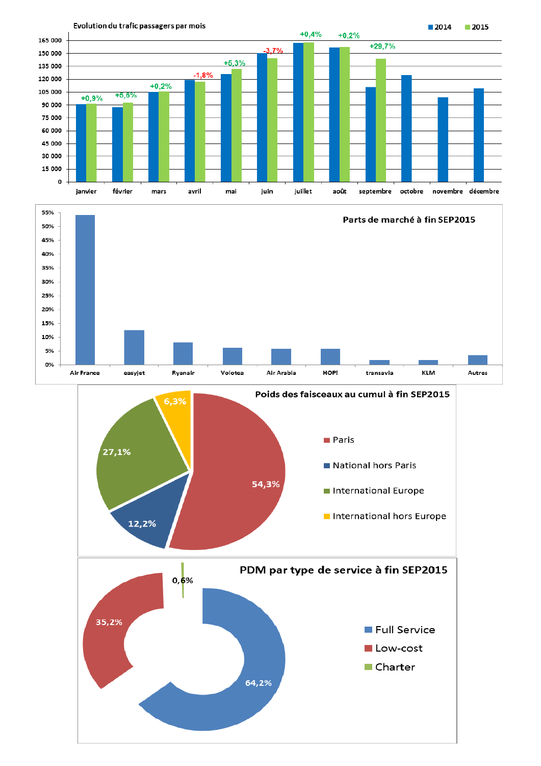Evolution du trafic passagers par mois

2014 2015

165 000
150 000
135 000
120 000
105 000
90 000
75 000
60 000
45 000
30 000
15 000
0

janvier +0,9%
février +5,6%
mars +0,2%
avril -1,8%
mai +5,3%
juin -3,7%
juillet +0,4%
août +0,2%
septembre +29,7%
octobre
novembre
décembre

Parts de marché à fin SEP2015

55%
50%
45%
40%
35%
30%
25%
20%
15%
10%
5%
0%

Air France
easyjet
Ryanair
Volotea
Air Arabia
HOP!
transavia
KLM
Autres

Poids des faisceaux au cumul à fin SEP2015

54,3%
12,2%
27,1%
6,3%

Paris
National hors Paris
International Europe
International hors Europe

PDM par type de service à fin SEP2015

64,2%
35,2%
0,6%

Full Service
Low-cost
Charter